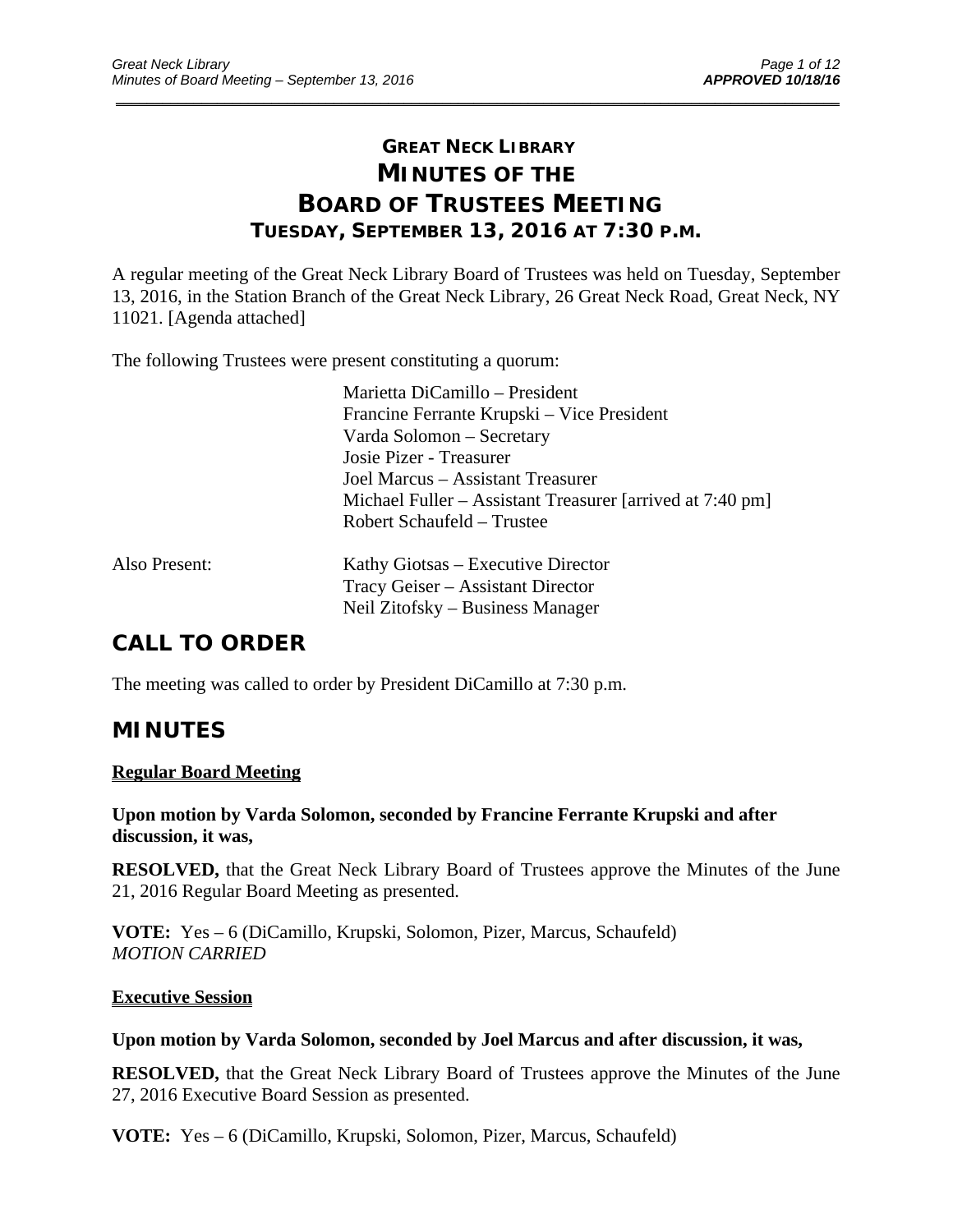# GREAT NECK LIBRARY
# MINUTES OF THE BOARD OF TRUSTEES MEETING
## TUESDAY, SEPTEMBER 13, 2016 AT 7:30 P.M.

A regular meeting of the Great Neck Library Board of Trustees was held on Tuesday, September 13, 2016, in the Station Branch of the Great Neck Library, 26 Great Neck Road, Great Neck, NY 11021. [Agenda attached]

The following Trustees were present constituting a quorum:

Marietta DiCamillo – President
Francine Ferrante Krupski – Vice President
Varda Solomon – Secretary
Josie Pizer - Treasurer
Joel Marcus – Assistant Treasurer
Michael Fuller – Assistant Treasurer [arrived at 7:40 pm]
Robert Schaufeld – Trustee

Also Present:

Kathy Giotsas – Executive Director
Tracy Geiser – Assistant Director
Neil Zitofsky – Business Manager

## CALL TO ORDER

The meeting was called to order by President DiCamillo at 7:30 p.m.

## MINUTES

### Regular Board Meeting

**Upon motion by Varda Solomon, seconded by Francine Ferrante Krupski and after discussion, it was,**

**RESOLVED,** that the Great Neck Library Board of Trustees approve the Minutes of the June 21, 2016 Regular Board Meeting as presented.

**VOTE:** Yes – 6 (DiCamillo, Krupski, Solomon, Pizer, Marcus, Schaufeld)
*MOTION CARRIED*

### Executive Session

**Upon motion by Varda Solomon, seconded by Joel Marcus and after discussion, it was,**

**RESOLVED,** that the Great Neck Library Board of Trustees approve the Minutes of the June 27, 2016 Executive Board Session as presented.

**VOTE:** Yes – 6 (DiCamillo, Krupski, Solomon, Pizer, Marcus, Schaufeld)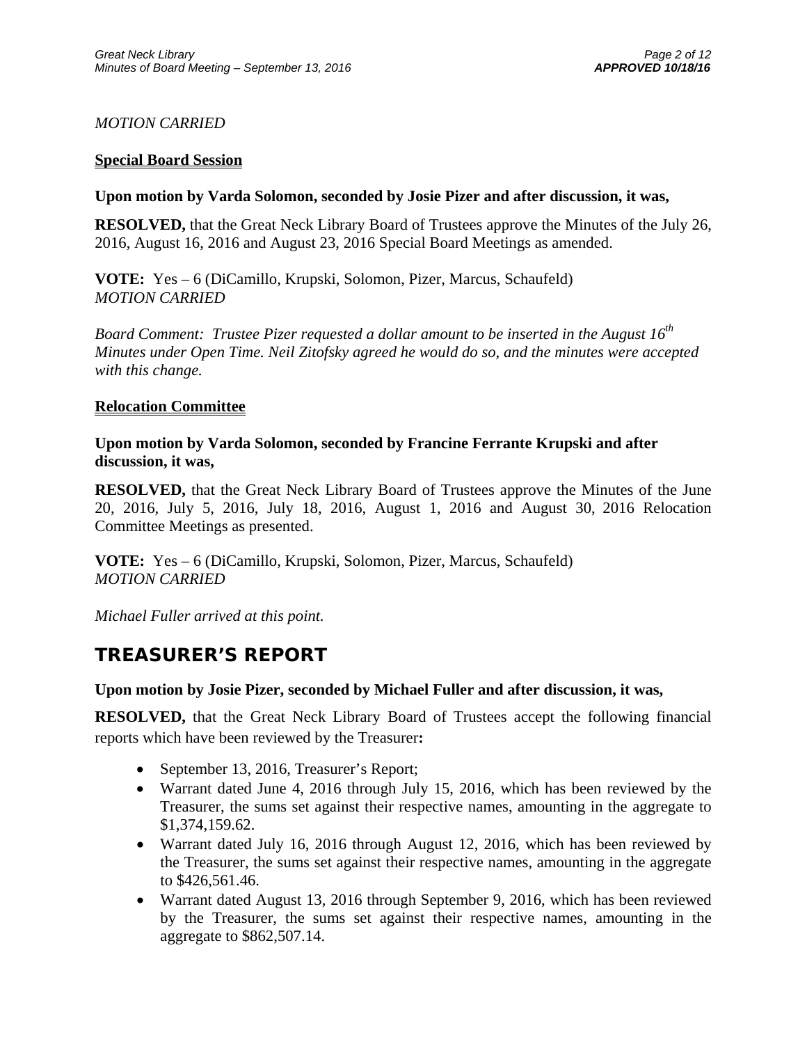*MOTION CARRIED*

**Special Board Session**

**Upon motion by Varda Solomon, seconded by Josie Pizer and after discussion, it was,**

**RESOLVED,** that the Great Neck Library Board of Trustees approve the Minutes of the July 26, 2016, August 16, 2016 and August 23, 2016 Special Board Meetings as amended.

**VOTE:** Yes – 6 (DiCamillo, Krupski, Solomon, Pizer, Marcus, Schaufeld)
*MOTION CARRIED*

*Board Comment: Trustee Pizer requested a dollar amount to be inserted in the August 16th Minutes under Open Time. Neil Zitofsky agreed he would do so, and the minutes were accepted with this change.*

**Relocation Committee**

**Upon motion by Varda Solomon, seconded by Francine Ferrante Krupski and after discussion, it was,**

**RESOLVED,** that the Great Neck Library Board of Trustees approve the Minutes of the June 20, 2016, July 5, 2016, July 18, 2016, August 1, 2016 and August 30, 2016 Relocation Committee Meetings as presented.

**VOTE:** Yes – 6 (DiCamillo, Krupski, Solomon, Pizer, Marcus, Schaufeld)
*MOTION CARRIED*

*Michael Fuller arrived at this point.*

# TREASURER'S REPORT

**Upon motion by Josie Pizer, seconded by Michael Fuller and after discussion, it was,**

**RESOLVED,** that the Great Neck Library Board of Trustees accept the following financial reports which have been reviewed by the Treasurer**:**

- September 13, 2016, Treasurer's Report;
- Warrant dated June 4, 2016 through July 15, 2016, which has been reviewed by the Treasurer, the sums set against their respective names, amounting in the aggregate to $1,374,159.62.
- Warrant dated July 16, 2016 through August 12, 2016, which has been reviewed by the Treasurer, the sums set against their respective names, amounting in the aggregate to $426,561.46.
- Warrant dated August 13, 2016 through September 9, 2016, which has been reviewed by the Treasurer, the sums set against their respective names, amounting in the aggregate to $862,507.14.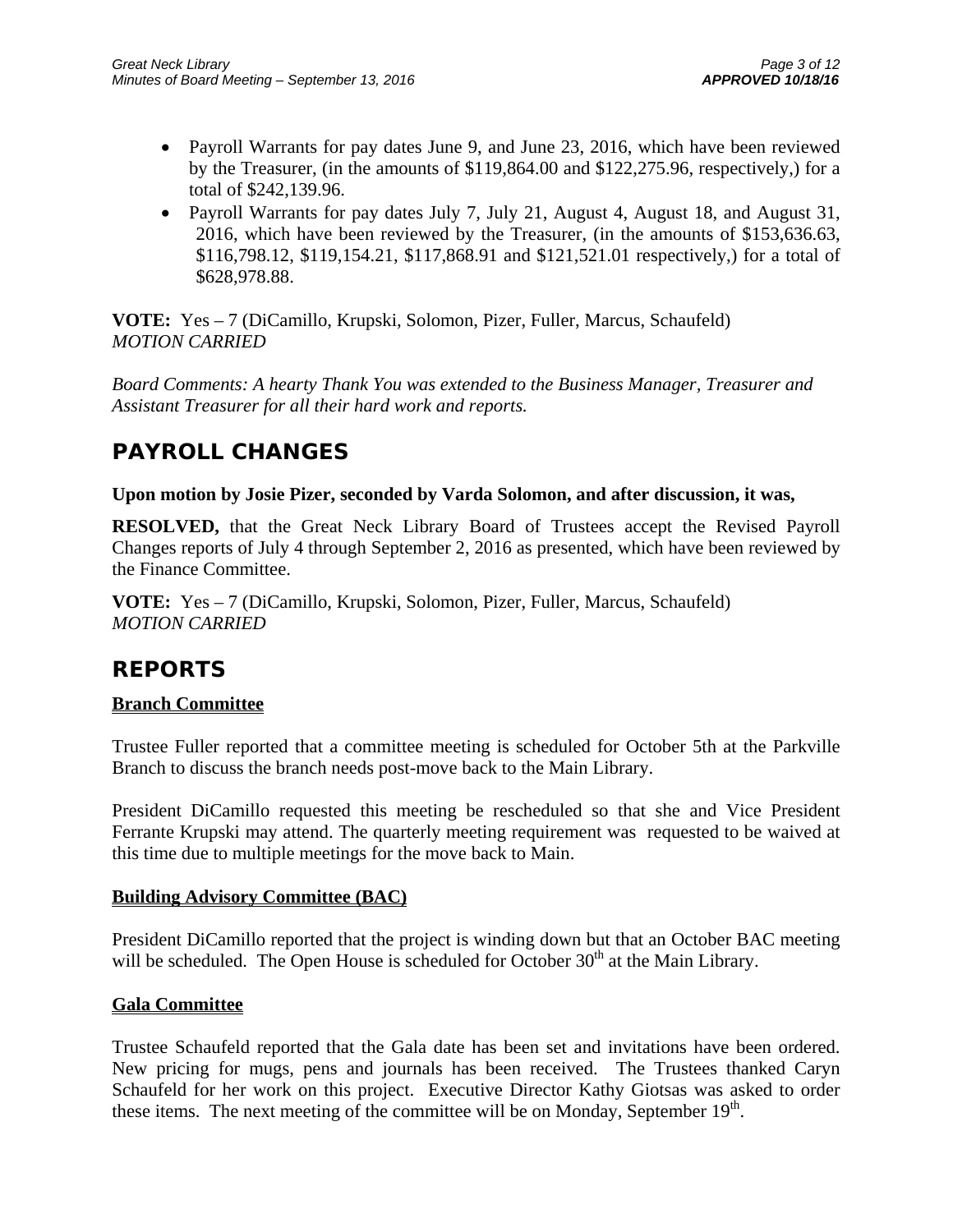- Payroll Warrants for pay dates June 9, and June 23, 2016, which have been reviewed by the Treasurer, (in the amounts of $119,864.00 and $122,275.96, respectively,) for a total of $242,139.96.
- Payroll Warrants for pay dates July 7, July 21, August 4, August 18, and August 31, 2016, which have been reviewed by the Treasurer, (in the amounts of $153,636.63, $116,798.12, $119,154.21, $117,868.91 and $121,521.01 respectively,) for a total of $628,978.88.

**VOTE:** Yes – 7 (DiCamillo, Krupski, Solomon, Pizer, Fuller, Marcus, Schaufeld)
*MOTION CARRIED*

*Board Comments: A hearty Thank You was extended to the Business Manager, Treasurer and Assistant Treasurer for all their hard work and reports.*

## PAYROLL CHANGES

**Upon motion by Josie Pizer, seconded by Varda Solomon, and after discussion, it was,**

**RESOLVED,** that the Great Neck Library Board of Trustees accept the Revised Payroll Changes reports of July 4 through September 2, 2016 as presented, which have been reviewed by the Finance Committee.

**VOTE:** Yes – 7 (DiCamillo, Krupski, Solomon, Pizer, Fuller, Marcus, Schaufeld)
*MOTION CARRIED*

## REPORTS

### Branch Committee

Trustee Fuller reported that a committee meeting is scheduled for October 5th at the Parkville Branch to discuss the branch needs post-move back to the Main Library.

President DiCamillo requested this meeting be rescheduled so that she and Vice President Ferrante Krupski may attend. The quarterly meeting requirement was requested to be waived at this time due to multiple meetings for the move back to Main.

### Building Advisory Committee (BAC)

President DiCamillo reported that the project is winding down but that an October BAC meeting will be scheduled. The Open House is scheduled for October 30th at the Main Library.

### Gala Committee

Trustee Schaufeld reported that the Gala date has been set and invitations have been ordered. New pricing for mugs, pens and journals has been received. The Trustees thanked Caryn Schaufeld for her work on this project. Executive Director Kathy Giotsas was asked to order these items. The next meeting of the committee will be on Monday, September 19th.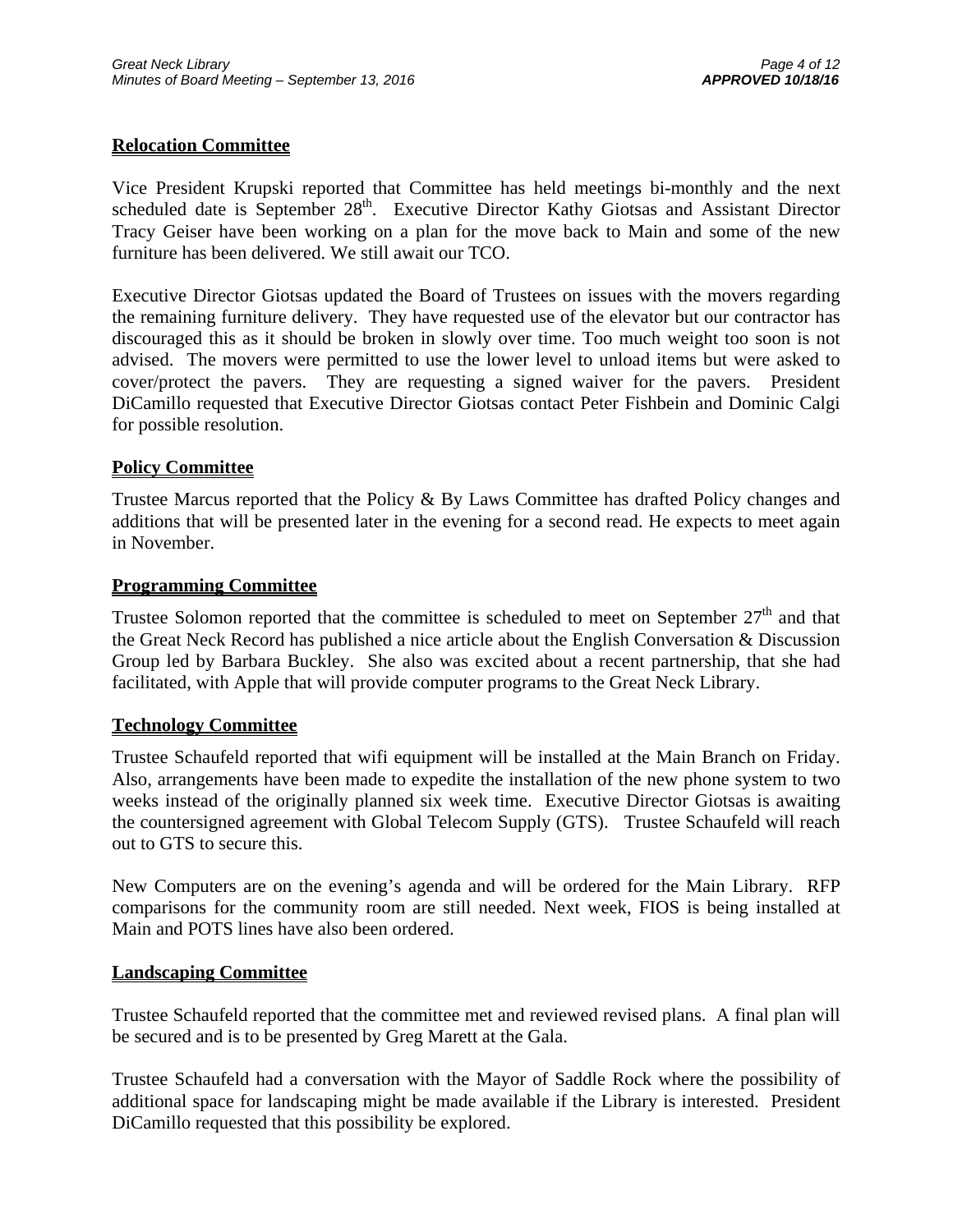## Relocation Committee

Vice President Krupski reported that Committee has held meetings bi-monthly and the next scheduled date is September 28th. Executive Director Kathy Giotsas and Assistant Director Tracy Geiser have been working on a plan for the move back to Main and some of the new furniture has been delivered. We still await our TCO.

Executive Director Giotsas updated the Board of Trustees on issues with the movers regarding the remaining furniture delivery. They have requested use of the elevator but our contractor has discouraged this as it should be broken in slowly over time. Too much weight too soon is not advised. The movers were permitted to use the lower level to unload items but were asked to cover/protect the pavers. They are requesting a signed waiver for the pavers. President DiCamillo requested that Executive Director Giotsas contact Peter Fishbein and Dominic Calgi for possible resolution.

## Policy Committee

Trustee Marcus reported that the Policy & By Laws Committee has drafted Policy changes and additions that will be presented later in the evening for a second read. He expects to meet again in November.

## Programming Committee

Trustee Solomon reported that the committee is scheduled to meet on September 27th and that the Great Neck Record has published a nice article about the English Conversation & Discussion Group led by Barbara Buckley. She also was excited about a recent partnership, that she had facilitated, with Apple that will provide computer programs to the Great Neck Library.

## Technology Committee

Trustee Schaufeld reported that wifi equipment will be installed at the Main Branch on Friday. Also, arrangements have been made to expedite the installation of the new phone system to two weeks instead of the originally planned six week time. Executive Director Giotsas is awaiting the countersigned agreement with Global Telecom Supply (GTS). Trustee Schaufeld will reach out to GTS to secure this.

New Computers are on the evening's agenda and will be ordered for the Main Library. RFP comparisons for the community room are still needed. Next week, FIOS is being installed at Main and POTS lines have also been ordered.

## Landscaping Committee

Trustee Schaufeld reported that the committee met and reviewed revised plans. A final plan will be secured and is to be presented by Greg Marett at the Gala.

Trustee Schaufeld had a conversation with the Mayor of Saddle Rock where the possibility of additional space for landscaping might be made available if the Library is interested. President DiCamillo requested that this possibility be explored.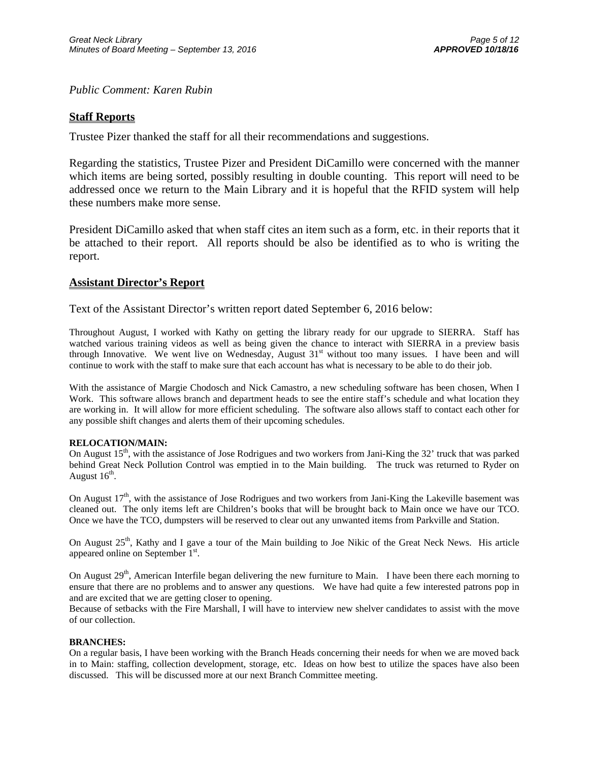*Public Comment: Karen Rubin*

## Staff Reports

Trustee Pizer thanked the staff for all their recommendations and suggestions.

Regarding the statistics, Trustee Pizer and President DiCamillo were concerned with the manner which items are being sorted, possibly resulting in double counting. This report will need to be addressed once we return to the Main Library and it is hopeful that the RFID system will help these numbers make more sense.

President DiCamillo asked that when staff cites an item such as a form, etc. in their reports that it be attached to their report. All reports should be also be identified as to who is writing the report.

## Assistant Director's Report

Text of the Assistant Director's written report dated September 6, 2016 below:

Throughout August, I worked with Kathy on getting the library ready for our upgrade to SIERRA. Staff has watched various training videos as well as being given the chance to interact with SIERRA in a preview basis through Innovative. We went live on Wednesday, August 31st without too many issues. I have been and will continue to work with the staff to make sure that each account has what is necessary to be able to do their job.

With the assistance of Margie Chodosch and Nick Camastro, a new scheduling software has been chosen, When I Work. This software allows branch and department heads to see the entire staff's schedule and what location they are working in. It will allow for more efficient scheduling. The software also allows staff to contact each other for any possible shift changes and alerts them of their upcoming schedules.

**RELOCATION/MAIN:**

On August 15th, with the assistance of Jose Rodrigues and two workers from Jani-King the 32' truck that was parked behind Great Neck Pollution Control was emptied in to the Main building. The truck was returned to Ryder on August 16th.

On August 17th, with the assistance of Jose Rodrigues and two workers from Jani-King the Lakeville basement was cleaned out. The only items left are Children's books that will be brought back to Main once we have our TCO. Once we have the TCO, dumpsters will be reserved to clear out any unwanted items from Parkville and Station.

On August 25th, Kathy and I gave a tour of the Main building to Joe Nikic of the Great Neck News. His article appeared online on September 1st.

On August 29th, American Interfile began delivering the new furniture to Main. I have been there each morning to ensure that there are no problems and to answer any questions. We have had quite a few interested patrons pop in and are excited that we are getting closer to opening.

Because of setbacks with the Fire Marshall, I will have to interview new shelver candidates to assist with the move of our collection.

**BRANCHES:**

On a regular basis, I have been working with the Branch Heads concerning their needs for when we are moved back in to Main: staffing, collection development, storage, etc. Ideas on how best to utilize the spaces have also been discussed. This will be discussed more at our next Branch Committee meeting.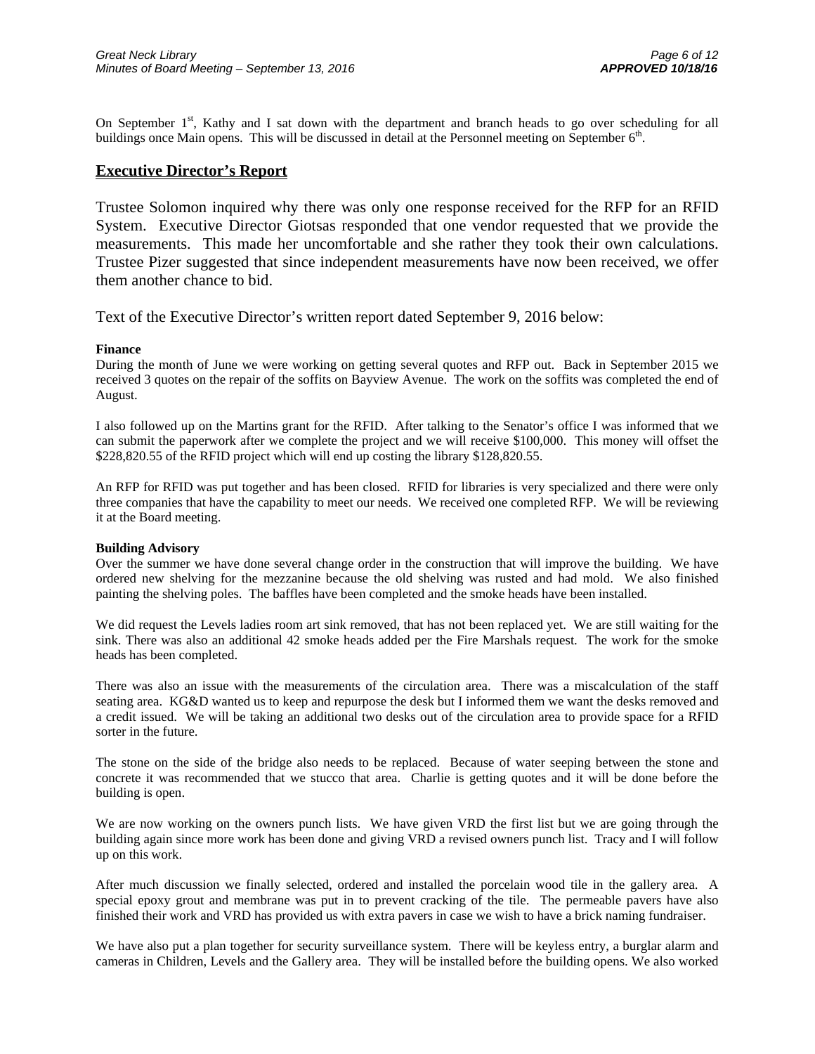On September 1st, Kathy and I sat down with the department and branch heads to go over scheduling for all buildings once Main opens. This will be discussed in detail at the Personnel meeting on September 6th.

## Executive Director's Report

Trustee Solomon inquired why there was only one response received for the RFP for an RFID System. Executive Director Giotsas responded that one vendor requested that we provide the measurements. This made her uncomfortable and she rather they took their own calculations. Trustee Pizer suggested that since independent measurements have now been received, we offer them another chance to bid.

Text of the Executive Director's written report dated September 9, 2016 below:

**Finance**

During the month of June we were working on getting several quotes and RFP out. Back in September 2015 we received 3 quotes on the repair of the soffits on Bayview Avenue. The work on the soffits was completed the end of August.

I also followed up on the Martins grant for the RFID. After talking to the Senator's office I was informed that we can submit the paperwork after we complete the project and we will receive $100,000. This money will offset the $228,820.55 of the RFID project which will end up costing the library $128,820.55.

An RFP for RFID was put together and has been closed. RFID for libraries is very specialized and there were only three companies that have the capability to meet our needs. We received one completed RFP. We will be reviewing it at the Board meeting.

**Building Advisory**

Over the summer we have done several change order in the construction that will improve the building. We have ordered new shelving for the mezzanine because the old shelving was rusted and had mold. We also finished painting the shelving poles. The baffles have been completed and the smoke heads have been installed.

We did request the Levels ladies room art sink removed, that has not been replaced yet. We are still waiting for the sink. There was also an additional 42 smoke heads added per the Fire Marshals request. The work for the smoke heads has been completed.

There was also an issue with the measurements of the circulation area. There was a miscalculation of the staff seating area. KG&D wanted us to keep and repurpose the desk but I informed them we want the desks removed and a credit issued. We will be taking an additional two desks out of the circulation area to provide space for a RFID sorter in the future.

The stone on the side of the bridge also needs to be replaced. Because of water seeping between the stone and concrete it was recommended that we stucco that area. Charlie is getting quotes and it will be done before the building is open.

We are now working on the owners punch lists. We have given VRD the first list but we are going through the building again since more work has been done and giving VRD a revised owners punch list. Tracy and I will follow up on this work.

After much discussion we finally selected, ordered and installed the porcelain wood tile in the gallery area. A special epoxy grout and membrane was put in to prevent cracking of the tile. The permeable pavers have also finished their work and VRD has provided us with extra pavers in case we wish to have a brick naming fundraiser.

We have also put a plan together for security surveillance system. There will be keyless entry, a burglar alarm and cameras in Children, Levels and the Gallery area. They will be installed before the building opens. We also worked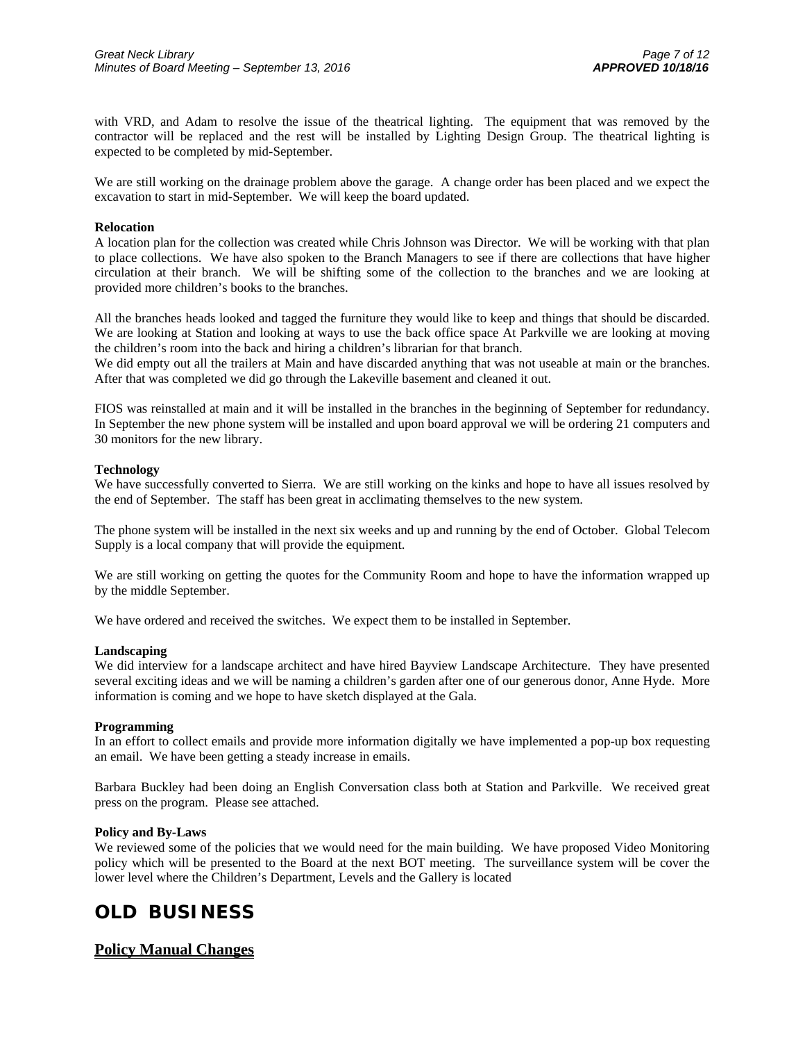with VRD, and Adam to resolve the issue of the theatrical lighting. The equipment that was removed by the contractor will be replaced and the rest will be installed by Lighting Design Group. The theatrical lighting is expected to be completed by mid-September.

We are still working on the drainage problem above the garage. A change order has been placed and we expect the excavation to start in mid-September. We will keep the board updated.

**Relocation**

A location plan for the collection was created while Chris Johnson was Director. We will be working with that plan to place collections. We have also spoken to the Branch Managers to see if there are collections that have higher circulation at their branch. We will be shifting some of the collection to the branches and we are looking at provided more children's books to the branches.

All the branches heads looked and tagged the furniture they would like to keep and things that should be discarded. We are looking at Station and looking at ways to use the back office space At Parkville we are looking at moving the children's room into the back and hiring a children's librarian for that branch.

We did empty out all the trailers at Main and have discarded anything that was not useable at main or the branches. After that was completed we did go through the Lakeville basement and cleaned it out.

FIOS was reinstalled at main and it will be installed in the branches in the beginning of September for redundancy. In September the new phone system will be installed and upon board approval we will be ordering 21 computers and 30 monitors for the new library.

**Technology**

We have successfully converted to Sierra. We are still working on the kinks and hope to have all issues resolved by the end of September. The staff has been great in acclimating themselves to the new system.

The phone system will be installed in the next six weeks and up and running by the end of October. Global Telecom Supply is a local company that will provide the equipment.

We are still working on getting the quotes for the Community Room and hope to have the information wrapped up by the middle September.

We have ordered and received the switches. We expect them to be installed in September.

**Landscaping**

We did interview for a landscape architect and have hired Bayview Landscape Architecture. They have presented several exciting ideas and we will be naming a children's garden after one of our generous donor, Anne Hyde. More information is coming and we hope to have sketch displayed at the Gala.

**Programming**

In an effort to collect emails and provide more information digitally we have implemented a pop-up box requesting an email. We have been getting a steady increase in emails.

Barbara Buckley had been doing an English Conversation class both at Station and Parkville. We received great press on the program. Please see attached.

**Policy and By-Laws**

We reviewed some of the policies that we would need for the main building. We have proposed Video Monitoring policy which will be presented to the Board at the next BOT meeting. The surveillance system will be cover the lower level where the Children's Department, Levels and the Gallery is located

# OLD BUSINESS

## Policy Manual Changes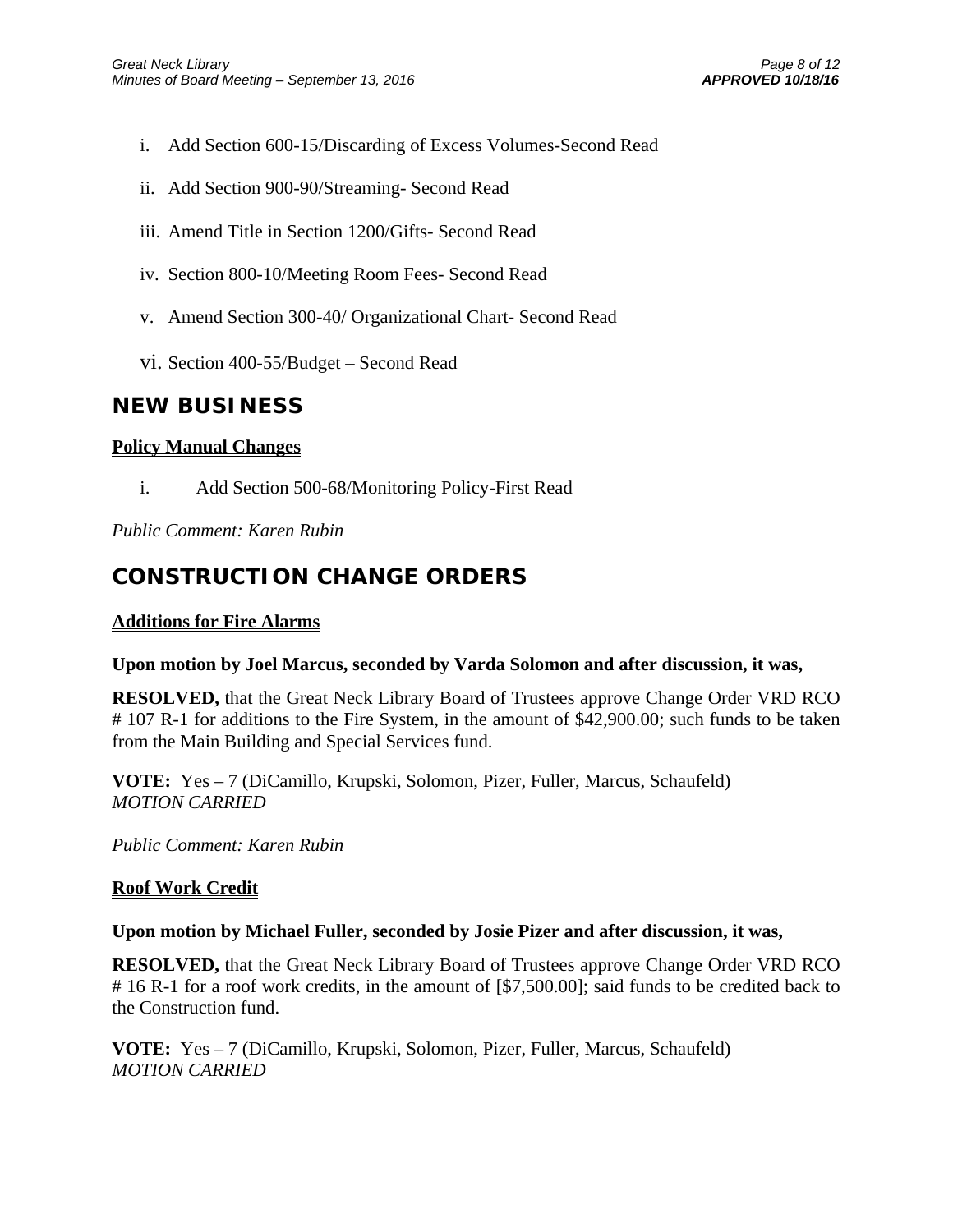i. Add Section 600-15/Discarding of Excess Volumes-Second Read

ii. Add Section 900-90/Streaming- Second Read

iii. Amend Title in Section 1200/Gifts- Second Read

iv. Section 800-10/Meeting Room Fees- Second Read

v. Amend Section 300-40/ Organizational Chart- Second Read

vi. Section 400-55/Budget – Second Read

## NEW BUSINESS

### Policy Manual Changes

i. Add Section 500-68/Monitoring Policy-First Read

*Public Comment: Karen Rubin*

## CONSTRUCTION CHANGE ORDERS

### Additions for Fire Alarms

**Upon motion by Joel Marcus, seconded by Varda Solomon and after discussion, it was,**

**RESOLVED,** that the Great Neck Library Board of Trustees approve Change Order VRD RCO # 107 R-1 for additions to the Fire System, in the amount of $42,900.00; such funds to be taken from the Main Building and Special Services fund.

**VOTE:** Yes – 7 (DiCamillo, Krupski, Solomon, Pizer, Fuller, Marcus, Schaufeld)
*MOTION CARRIED*

*Public Comment: Karen Rubin*

### Roof Work Credit

**Upon motion by Michael Fuller, seconded by Josie Pizer and after discussion, it was,**

**RESOLVED,** that the Great Neck Library Board of Trustees approve Change Order VRD RCO # 16 R-1 for a roof work credits, in the amount of [$7,500.00]; said funds to be credited back to the Construction fund.

**VOTE:** Yes – 7 (DiCamillo, Krupski, Solomon, Pizer, Fuller, Marcus, Schaufeld)
*MOTION CARRIED*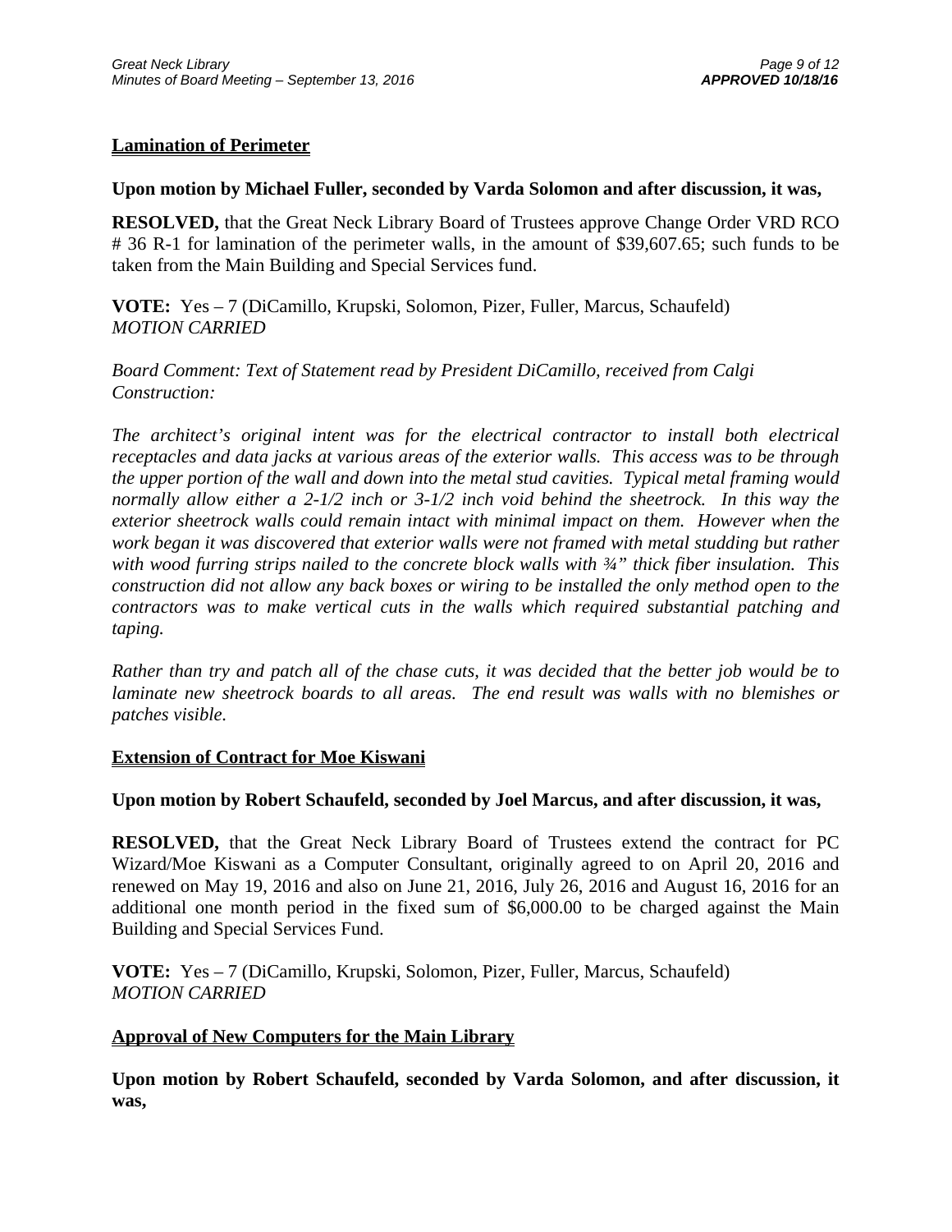**Lamination of Perimeter**

**Upon motion by Michael Fuller, seconded by Varda Solomon and after discussion, it was,**

**RESOLVED,** that the Great Neck Library Board of Trustees approve Change Order VRD RCO # 36 R-1 for lamination of the perimeter walls, in the amount of $39,607.65; such funds to be taken from the Main Building and Special Services fund.

**VOTE:** Yes – 7 (DiCamillo, Krupski, Solomon, Pizer, Fuller, Marcus, Schaufeld)
*MOTION CARRIED*

*Board Comment: Text of Statement read by President DiCamillo, received from Calgi Construction:*

*The architect's original intent was for the electrical contractor to install both electrical receptacles and data jacks at various areas of the exterior walls. This access was to be through the upper portion of the wall and down into the metal stud cavities. Typical metal framing would normally allow either a 2-1/2 inch or 3-1/2 inch void behind the sheetrock. In this way the exterior sheetrock walls could remain intact with minimal impact on them. However when the work began it was discovered that exterior walls were not framed with metal studding but rather with wood furring strips nailed to the concrete block walls with ¾" thick fiber insulation. This construction did not allow any back boxes or wiring to be installed the only method open to the contractors was to make vertical cuts in the walls which required substantial patching and taping.*

*Rather than try and patch all of the chase cuts, it was decided that the better job would be to laminate new sheetrock boards to all areas. The end result was walls with no blemishes or patches visible.*

**Extension of Contract for Moe Kiswani**

**Upon motion by Robert Schaufeld, seconded by Joel Marcus, and after discussion, it was,**

**RESOLVED,** that the Great Neck Library Board of Trustees extend the contract for PC Wizard/Moe Kiswani as a Computer Consultant, originally agreed to on April 20, 2016 and renewed on May 19, 2016 and also on June 21, 2016, July 26, 2016 and August 16, 2016 for an additional one month period in the fixed sum of $6,000.00 to be charged against the Main Building and Special Services Fund.

**VOTE:** Yes – 7 (DiCamillo, Krupski, Solomon, Pizer, Fuller, Marcus, Schaufeld)
*MOTION CARRIED*

**Approval of New Computers for the Main Library**

**Upon motion by Robert Schaufeld, seconded by Varda Solomon, and after discussion, it was,**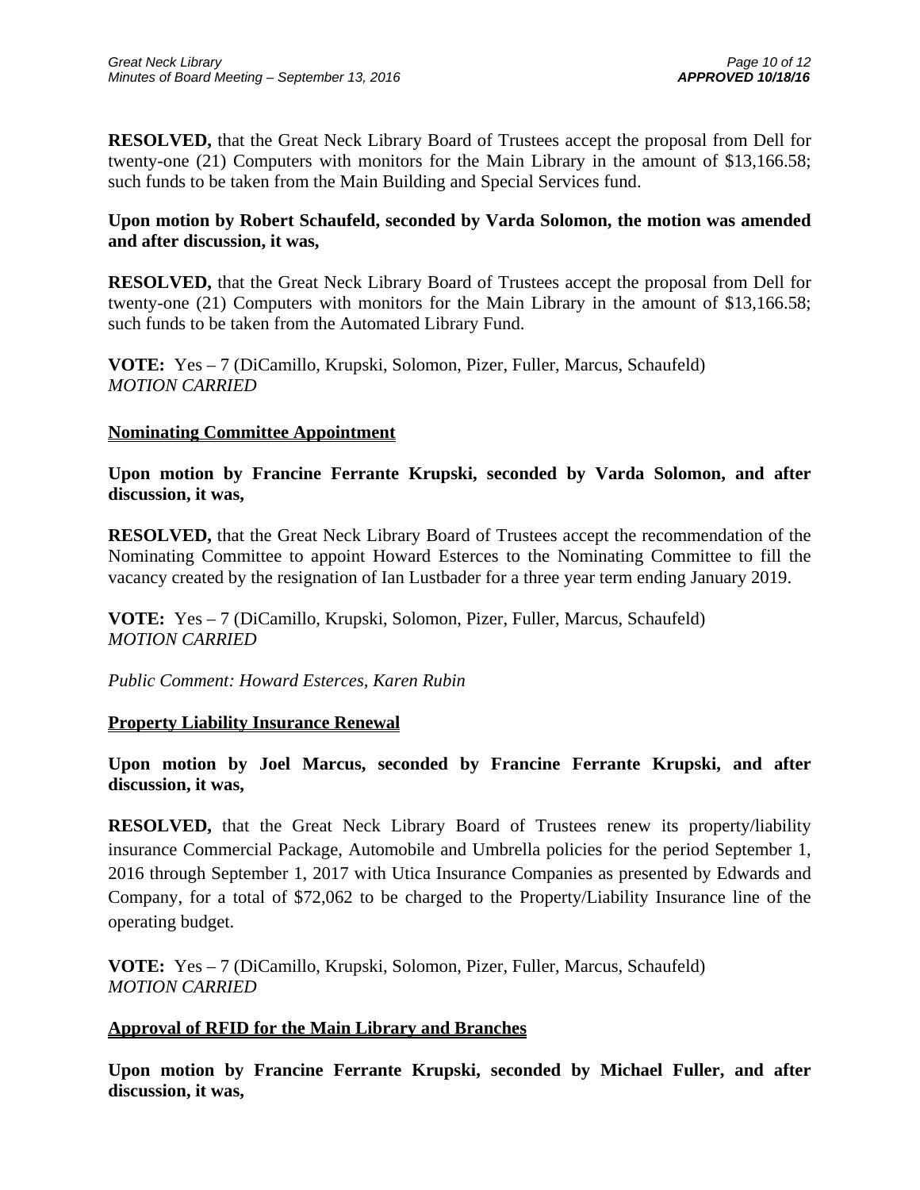**RESOLVED,** that the Great Neck Library Board of Trustees accept the proposal from Dell for twenty-one (21) Computers with monitors for the Main Library in the amount of $13,166.58; such funds to be taken from the Main Building and Special Services fund.

**Upon motion by Robert Schaufeld, seconded by Varda Solomon, the motion was amended and after discussion, it was,**

**RESOLVED,** that the Great Neck Library Board of Trustees accept the proposal from Dell for twenty-one (21) Computers with monitors for the Main Library in the amount of $13,166.58; such funds to be taken from the Automated Library Fund.

**VOTE:** Yes – 7 (DiCamillo, Krupski, Solomon, Pizer, Fuller, Marcus, Schaufeld)
*MOTION CARRIED*

**Nominating Committee Appointment**

**Upon motion by Francine Ferrante Krupski, seconded by Varda Solomon, and after discussion, it was,**

**RESOLVED,** that the Great Neck Library Board of Trustees accept the recommendation of the Nominating Committee to appoint Howard Esterces to the Nominating Committee to fill the vacancy created by the resignation of Ian Lustbader for a three year term ending January 2019.

**VOTE:** Yes – 7 (DiCamillo, Krupski, Solomon, Pizer, Fuller, Marcus, Schaufeld)
*MOTION CARRIED*

*Public Comment: Howard Esterces, Karen Rubin*

**Property Liability Insurance Renewal**

**Upon motion by Joel Marcus, seconded by Francine Ferrante Krupski, and after discussion, it was,**

**RESOLVED,** that the Great Neck Library Board of Trustees renew its property/liability insurance Commercial Package, Automobile and Umbrella policies for the period September 1, 2016 through September 1, 2017 with Utica Insurance Companies as presented by Edwards and Company, for a total of $72,062 to be charged to the Property/Liability Insurance line of the operating budget.

**VOTE:** Yes – 7 (DiCamillo, Krupski, Solomon, Pizer, Fuller, Marcus, Schaufeld)
*MOTION CARRIED*

**Approval of RFID for the Main Library and Branches**

**Upon motion by Francine Ferrante Krupski, seconded by Michael Fuller, and after discussion, it was,**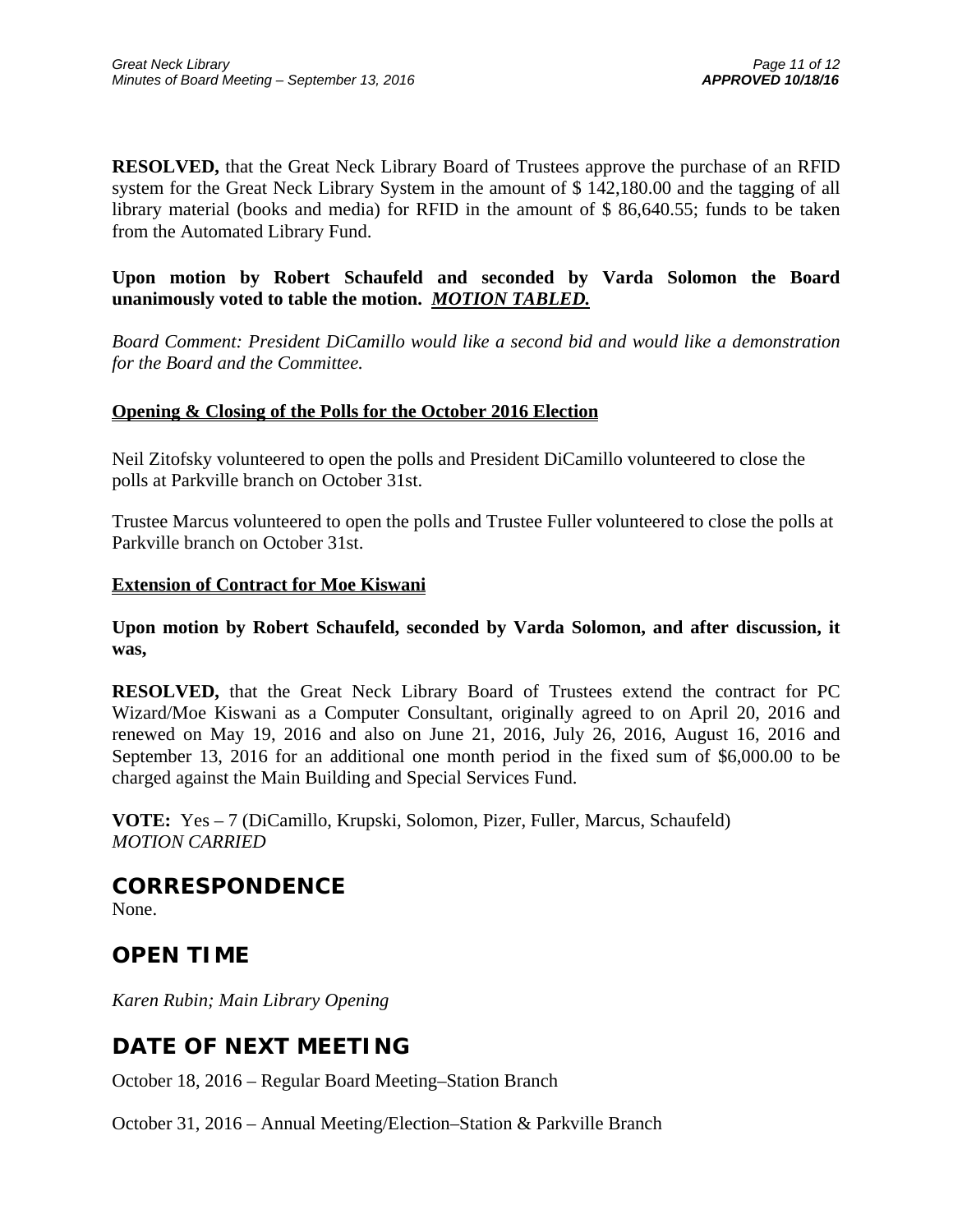**RESOLVED,** that the Great Neck Library Board of Trustees approve the purchase of an RFID system for the Great Neck Library System in the amount of $ 142,180.00 and the tagging of all library material (books and media) for RFID in the amount of $ 86,640.55; funds to be taken from the Automated Library Fund.

**Upon motion by Robert Schaufeld and seconded by Varda Solomon the Board unanimously voted to table the motion.** ***MOTION TABLED.***

*Board Comment: President DiCamillo would like a second bid and would like a demonstration for the Board and the Committee.*

**Opening & Closing of the Polls for the October 2016 Election**

Neil Zitofsky volunteered to open the polls and President DiCamillo volunteered to close the polls at Parkville branch on October 31st.

Trustee Marcus volunteered to open the polls and Trustee Fuller volunteered to close the polls at Parkville branch on October 31st.

**Extension of Contract for Moe Kiswani**

**Upon motion by Robert Schaufeld, seconded by Varda Solomon, and after discussion, it was,**

**RESOLVED,** that the Great Neck Library Board of Trustees extend the contract for PC Wizard/Moe Kiswani as a Computer Consultant, originally agreed to on April 20, 2016 and renewed on May 19, 2016 and also on June 21, 2016, July 26, 2016, August 16, 2016 and September 13, 2016 for an additional one month period in the fixed sum of $6,000.00 to be charged against the Main Building and Special Services Fund.

**VOTE:** Yes – 7 (DiCamillo, Krupski, Solomon, Pizer, Fuller, Marcus, Schaufeld)
*MOTION CARRIED*

## CORRESPONDENCE

None.

## OPEN TIME

*Karen Rubin; Main Library Opening*

## DATE OF NEXT MEETING

October 18, 2016 – Regular Board Meeting–Station Branch

October 31, 2016 – Annual Meeting/Election–Station & Parkville Branch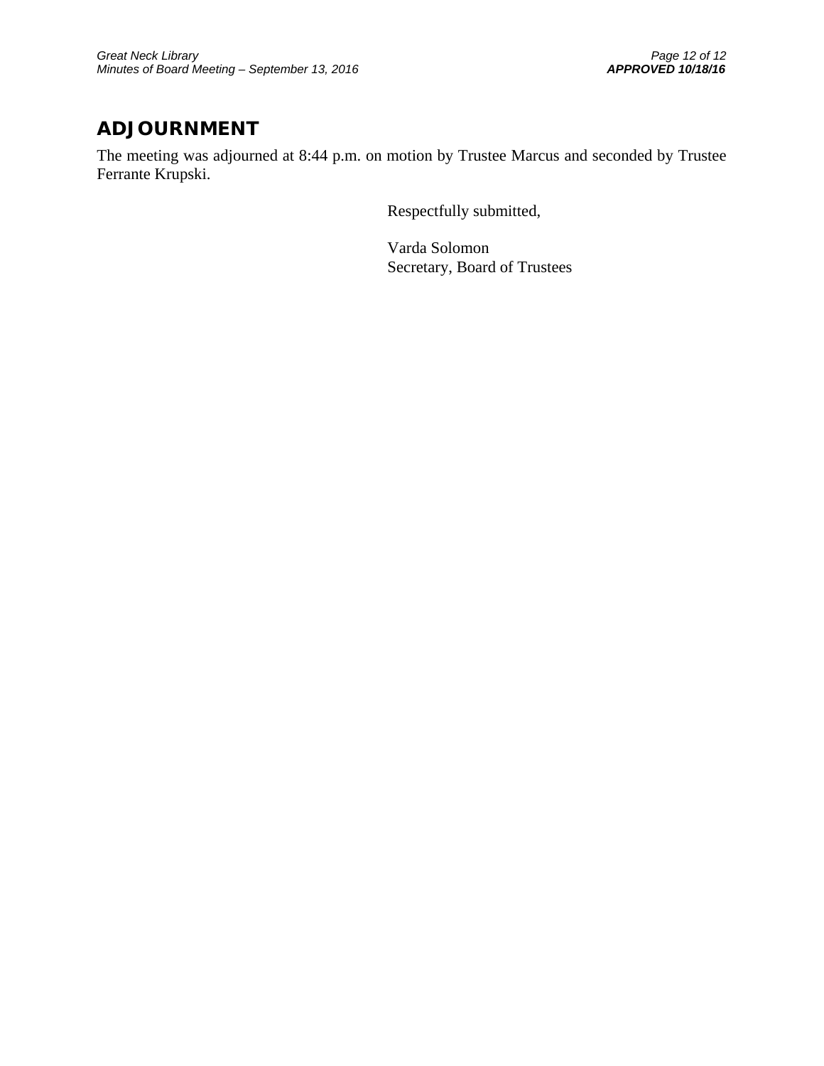## ADJOURNMENT

The meeting was adjourned at 8:44 p.m. on motion by Trustee Marcus and seconded by Trustee Ferrante Krupski.

Respectfully submitted,

Varda Solomon
Secretary, Board of Trustees